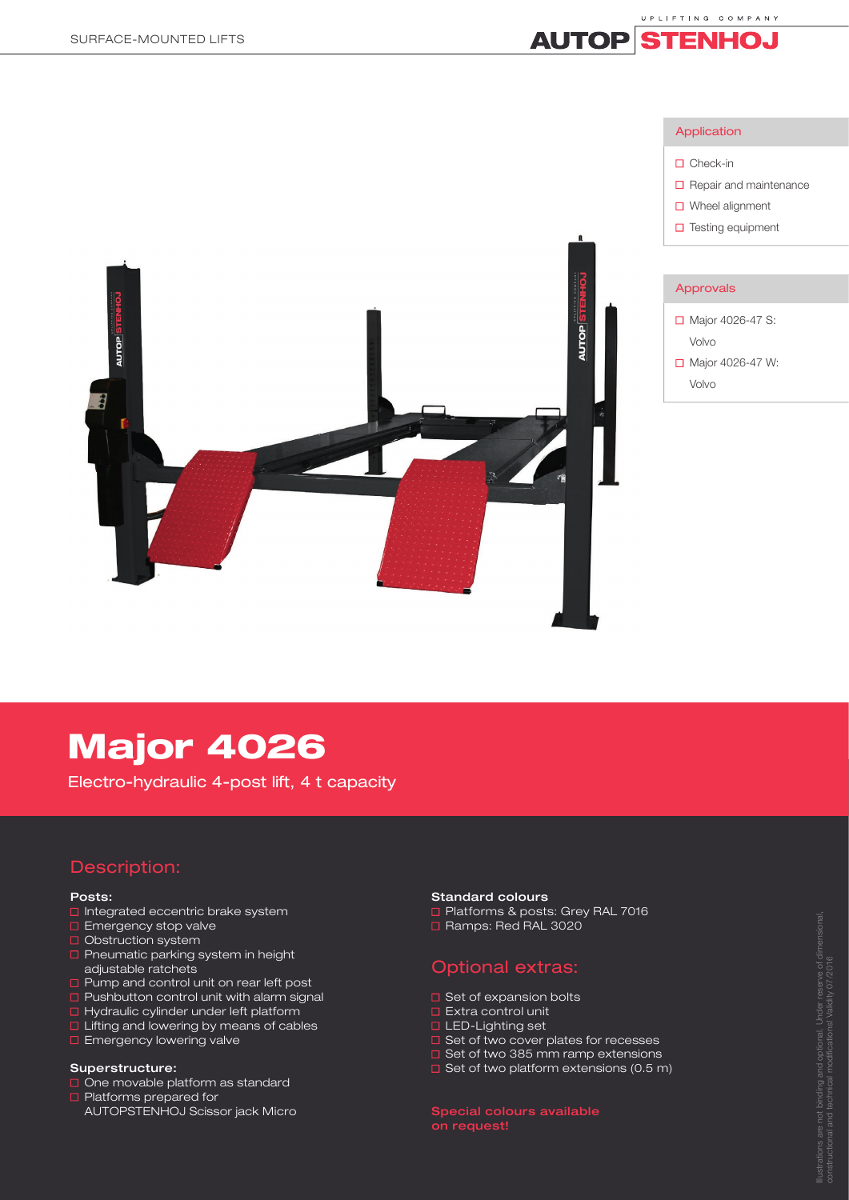# Major 4026

Electro-hydraulic 4-post lift, 4 t capacity

## Application

- Check-in
- Repair and maintenance
- Wheel alignment
- Testing equipment

## Approvals

- Major 4026-47 S: Volvo
- Major 4026-47 W: Volvo

## Description:

**Posts:**

- Integrated eccentric brake system
- Emergency stop valve
- Obstruction system
- Pneumatic parking system in height adjustable ratchets
- Pump and control unit on rear left post
- Pushbutton control unit with alarm signal
- Hydraulic cylinder under left platform
- Lifting and lowering by means of cables
- Emergency lowering valve

**Superstructure:**

- One movable platform as standard
- Platforms prepared for AUTOPSTENHOJ Scissor jack Micro

**Standard colours**

- Platforms & posts: Grey RAL 7016
- Ramps: Red RAL 3020

## Optional extras:

- Set of expansion bolts
- Extra control unit
- LED-Lighting set
- Set of two cover plates for recesses
- Set of two 385 mm ramp extensions
- Set of two platform extensions (0.5 m)

**Special colours available on request!**

Illustrations are not binding and optional. Under reserve of dimensional, constructional and technical modifications! Validity 07/2016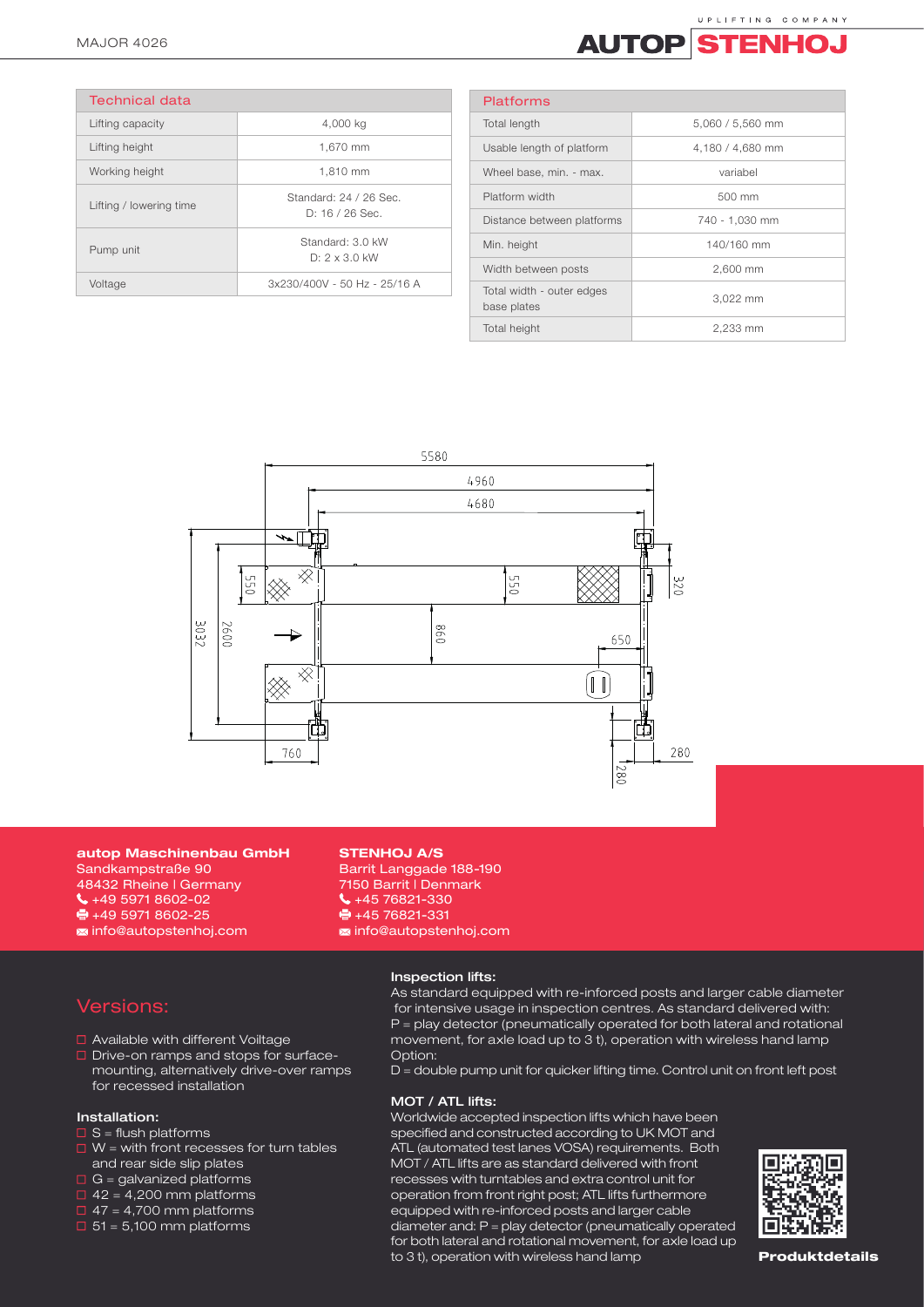| Technical data | |
|---|---|
| Lifting capacity | 4,000 kg |
| Lifting height | 1,670 mm |
| Working height | 1,810 mm |
| Lifting / lowering time | Standard: 24 / 26 Sec.<br>D: 16 / 26 Sec. |
| Pump unit | Standard: 3.0 kW<br>D: 2 x 3.0 kW |
| Voltage | 3x230/400V - 50 Hz - 25/16 A |

| Platforms | |
|---|---|
| Total length | 5,060 / 5,560 mm |
| Usable length of platform | 4,180 / 4,680 mm |
| Wheel base, min. - max. | variabel |
| Platform width | 500 mm |
| Distance between platforms | 740 - 1,030 mm |
| Min. height | 140/160 mm |
| Width between posts | 2,600 mm |
| Total width - outer edges base plates | 3,022 mm |
| Total height | 2,233 mm |

5580
4960
4680
550
550
320
3032
2600
860
650
760
280
280

**autop Maschinenbau GmbH**
Sandkampstraße 90
48432 Rheine | Germany
+49 5971 8602-02
+49 5971 8602-25
info@autopstenhoj.com

**STENHOJ A/S**
Barrit Langgade 188-190
7150 Barrit | Denmark
+45 76821-330
+45 76821-331
info@autopstenhoj.com

## Versions:

- Available with different Voiltage
- Drive-on ramps and stops for surface-mounting, alternatively drive-over ramps for recessed installation

### Installation:

- S = flush platforms
- W = with front recesses for turn tables and rear side slip plates
- G = galvanized platforms
- 42 = 4,200 mm platforms
- 47 = 4,700 mm platforms
- 51 = 5,100 mm platforms

### Inspection lifts:

As standard equipped with re-inforced posts and larger cable diameter for intensive usage in inspection centres. As standard delivered with:
P = play detector (pneumatically operated for both lateral and rotational movement, for axle load up to 3 t), operation with wireless hand lamp
Option:
D = double pump unit for quicker lifting time. Control unit on front left post

### MOT / ATL lifts:

Worldwide accepted inspection lifts which have been specified and constructed according to UK MOT and ATL (automated test lanes VOSA) requirements. Both MOT / ATL lifts are as standard delivered with front recesses with turntables and extra control unit for operation from front right post; ATL lifts furthermore equipped with re-inforced posts and larger cable diameter and: P = play detector (pneumatically operated for both lateral and rotational movement, for axle load up to 3 t), operation with wireless hand lamp

**Produktdetails**